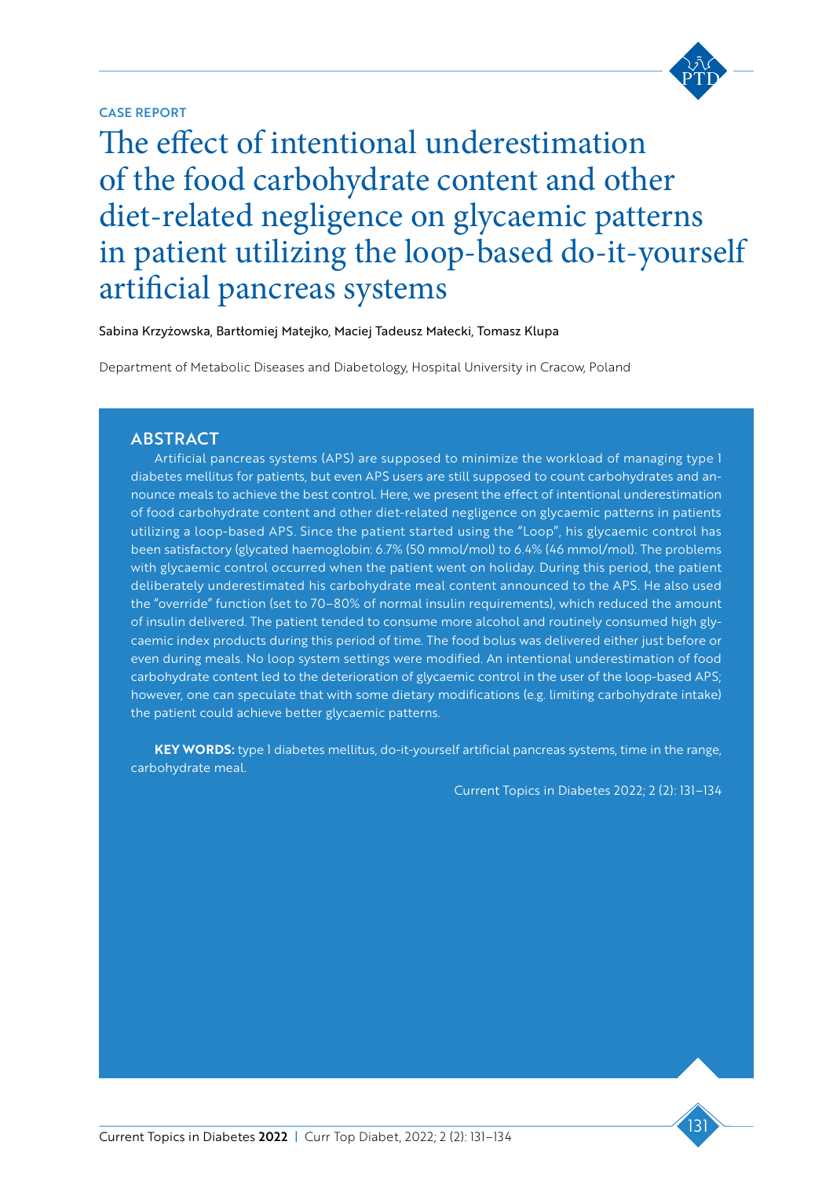CASE REPORT

# The effect of intentional underestimation of the food carbohydrate content and other diet-related negligence on glycaemic patterns in patient utilizing the loop-based do-it-yourself artificial pancreas systems

Sabina Krzyżowska, Bartłomiej Matejko, Maciej Tadeusz Małecki, Tomasz Klupa

Department of Metabolic Diseases and Diabetology, Hospital University in Cracow, Poland

## ABSTRACT

Artificial pancreas systems (APS) are supposed to minimize the workload of managing type 1 diabetes mellitus for patients, but even APS users are still supposed to count carbohydrates and announce meals to achieve the best control. Here, we present the effect of intentional underestimation of food carbohydrate content and other diet-related negligence on glycaemic patterns in patients utilizing a loop-based APS. Since the patient started using the "Loop", his glycaemic control has been satisfactory (glycated haemoglobin: 6.7% (50 mmol/mol) to 6.4% (46 mmol/mol). The problems with glycaemic control occurred when the patient went on holiday. During this period, the patient deliberately underestimated his carbohydrate meal content announced to the APS. He also used the "override" function (set to 70–80% of normal insulin requirements), which reduced the amount of insulin delivered. The patient tended to consume more alcohol and routinely consumed high glycaemic index products during this period of time. The food bolus was delivered either just before or even during meals. No loop system settings were modified. An intentional underestimation of food carbohydrate content led to the deterioration of glycaemic control in the user of the loop-based APS; however, one can speculate that with some dietary modifications (e.g. limiting carbohydrate intake) the patient could achieve better glycaemic patterns.

**KEY WORDS:** type 1 diabetes mellitus, do-it-yourself artificial pancreas systems, time in the range, carbohydrate meal.

Current Topics in Diabetes 2022; 2 (2): 131–134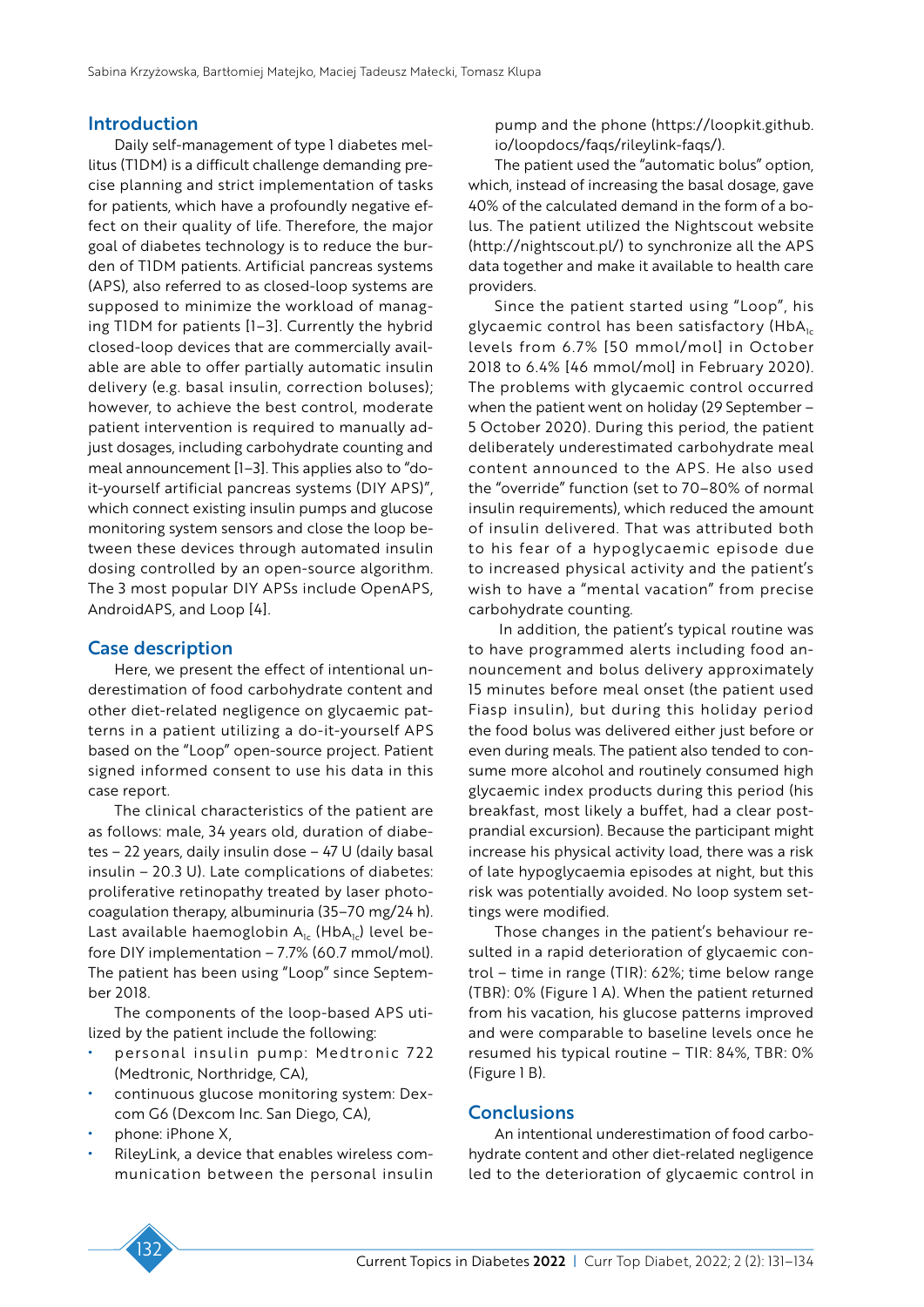## Introduction

Daily self-management of type 1 diabetes mellitus (T1DM) is a difficult challenge demanding precise planning and strict implementation of tasks for patients, which have a profoundly negative effect on their quality of life. Therefore, the major goal of diabetes technology is to reduce the burden of T1DM patients. Artificial pancreas systems (APS), also referred to as closed-loop systems are supposed to minimize the workload of managing T1DM for patients [1–3]. Currently the hybrid closed-loop devices that are commercially available are able to offer partially automatic insulin delivery (e.g. basal insulin, correction boluses); however, to achieve the best control, moderate patient intervention is required to manually adjust dosages, including carbohydrate counting and meal announcement [1–3]. This applies also to "do-it-yourself artificial pancreas systems (DIY APS)", which connect existing insulin pumps and glucose monitoring system sensors and close the loop between these devices through automated insulin dosing controlled by an open-source algorithm. The 3 most popular DIY APSs include OpenAPS, AndroidAPS, and Loop [4].

## Case description

Here, we present the effect of intentional underestimation of food carbohydrate content and other diet-related negligence on glycaemic patterns in a patient utilizing a do-it-yourself APS based on the "Loop" open-source project. Patient signed informed consent to use his data in this case report.

The clinical characteristics of the patient are as follows: male, 34 years old, duration of diabetes – 22 years, daily insulin dose – 47 U (daily basal insulin – 20.3 U). Late complications of diabetes: proliferative retinopathy treated by laser photocoagulation therapy, albuminuria (35–70 mg/24 h). Last available haemoglobin $A_{1c}$ ($HbA_{1c}$) level before DIY implementation – 7.7% (60.7 mmol/mol). The patient has been using "Loop" since September 2018.

The components of the loop-based APS utilized by the patient include the following:

- personal insulin pump: Medtronic 722 (Medtronic, Northridge, CA),
- continuous glucose monitoring system: Dexcom G6 (Dexcom Inc. San Diego, CA),
- phone: iPhone X,
- RileyLink, a device that enables wireless communication between the personal insulin pump and the phone (https://loopkit.github.io/loopdocs/faqs/rileylink-faqs/).

The patient used the "automatic bolus" option, which, instead of increasing the basal dosage, gave 40% of the calculated demand in the form of a bolus. The patient utilized the Nightscout website (http://nightscout.pl/) to synchronize all the APS data together and make it available to health care providers.

Since the patient started using "Loop", his glycaemic control has been satisfactory ($HbA_{1c}$ levels from 6.7% [50 mmol/mol] in October 2018 to 6.4% [46 mmol/mol] in February 2020). The problems with glycaemic control occurred when the patient went on holiday (29 September – 5 October 2020). During this period, the patient deliberately underestimated carbohydrate meal content announced to the APS. He also used the "override" function (set to 70–80% of normal insulin requirements), which reduced the amount of insulin delivered. That was attributed both to his fear of a hypoglycaemic episode due to increased physical activity and the patient's wish to have a "mental vacation" from precise carbohydrate counting.

In addition, the patient's typical routine was to have programmed alerts including food announcement and bolus delivery approximately 15 minutes before meal onset (the patient used Fiasp insulin), but during this holiday period the food bolus was delivered either just before or even during meals. The patient also tended to consume more alcohol and routinely consumed high glycaemic index products during this period (his breakfast, most likely a buffet, had a clear postprandial excursion). Because the participant might increase his physical activity load, there was a risk of late hypoglycaemia episodes at night, but this risk was potentially avoided. No loop system settings were modified.

Those changes in the patient's behaviour resulted in a rapid deterioration of glycaemic control – time in range (TIR): 62%; time below range (TBR): 0% (Figure 1 A). When the patient returned from his vacation, his glucose patterns improved and were comparable to baseline levels once he resumed his typical routine – TIR: 84%, TBR: 0% (Figure 1 B).

## Conclusions

An intentional underestimation of food carbohydrate content and other diet-related negligence led to the deterioration of glycaemic control in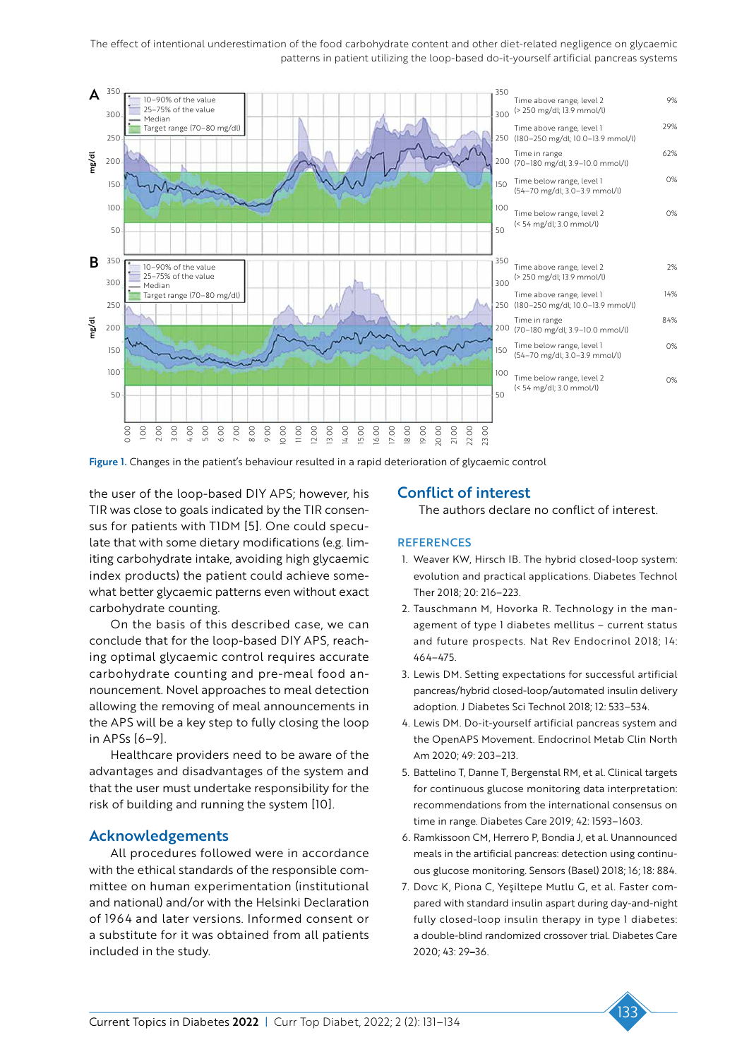Figure 1. Changes in the patient's behaviour resulted in a rapid deterioration of glycaemic control

the user of the loop-based DIY APS; however, his TIR was close to goals indicated by the TIR consensus for patients with T1DM [5]. One could speculate that with some dietary modifications (e.g. limiting carbohydrate intake, avoiding high glycaemic index products) the patient could achieve somewhat better glycaemic patterns even without exact carbohydrate counting.

On the basis of this described case, we can conclude that for the loop-based DIY APS, reaching optimal glycaemic control requires accurate carbohydrate counting and pre-meal food announcement. Novel approaches to meal detection allowing the removing of meal announcements in the APS will be a key step to fully closing the loop in APSs [6–9].

Healthcare providers need to be aware of the advantages and disadvantages of the system and that the user must undertake responsibility for the risk of building and running the system [10].

## Acknowledgements

All procedures followed were in accordance with the ethical standards of the responsible committee on human experimentation (institutional and national) and/or with the Helsinki Declaration of 1964 and later versions. Informed consent or a substitute for it was obtained from all patients included in the study.

## Conflict of interest

The authors declare no conflict of interest.

## REFERENCES

1. Weaver KW, Hirsch IB. The hybrid closed-loop system: evolution and practical applications. Diabetes Technol Ther 2018; 20: 216–223.
2. Tauschmann M, Hovorka R. Technology in the management of type 1 diabetes mellitus – current status and future prospects. Nat Rev Endocrinol 2018; 14: 464–475.
3. Lewis DM. Setting expectations for successful artificial pancreas/hybrid closed-loop/automated insulin delivery adoption. J Diabetes Sci Technol 2018; 12: 533–534.
4. Lewis DM. Do-it-yourself artificial pancreas system and the OpenAPS Movement. Endocrinol Metab Clin North Am 2020; 49: 203–213.
5. Battelino T, Danne T, Bergenstal RM, et al. Clinical targets for continuous glucose monitoring data interpretation: recommendations from the international consensus on time in range. Diabetes Care 2019; 42: 1593–1603.
6. Ramkissoon CM, Herrero P, Bondia J, et al. Unannounced meals in the artificial pancreas: detection using continuous glucose monitoring. Sensors (Basel) 2018; 16; 18: 884.
7. Dovc K, Piona C, Yeşiltepe Mutlu G, et al. Faster compared with standard insulin aspart during day-and-night fully closed-loop insulin therapy in type 1 diabetes: a double-blind randomized crossover trial. Diabetes Care 2020; 43: 29–36.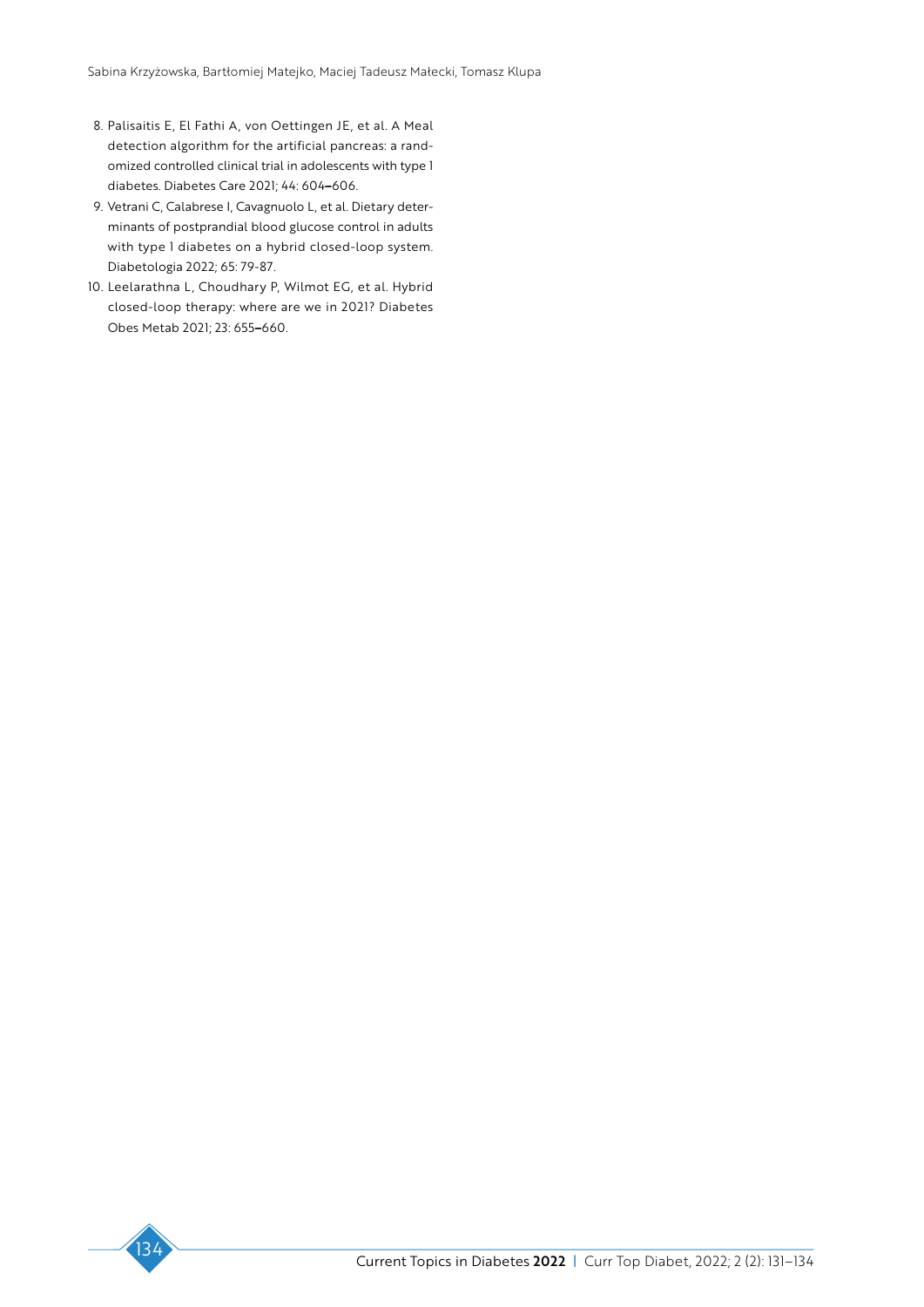8. Palisaitis E, El Fathi A, von Oettingen JE, et al. A Meal detection algorithm for the artificial pancreas: a randomized controlled clinical trial in adolescents with type 1 diabetes. Diabetes Care 2021; 44: 604–606.
9. Vetrani C, Calabrese I, Cavagnuolo L, et al. Dietary determinants of postprandial blood glucose control in adults with type 1 diabetes on a hybrid closed-loop system. Diabetologia 2022; 65: 79-87.
10. Leelarathna L, Choudhary P, Wilmot EG, et al. Hybrid closed-loop therapy: where are we in 2021? Diabetes Obes Metab 2021; 23: 655–660.